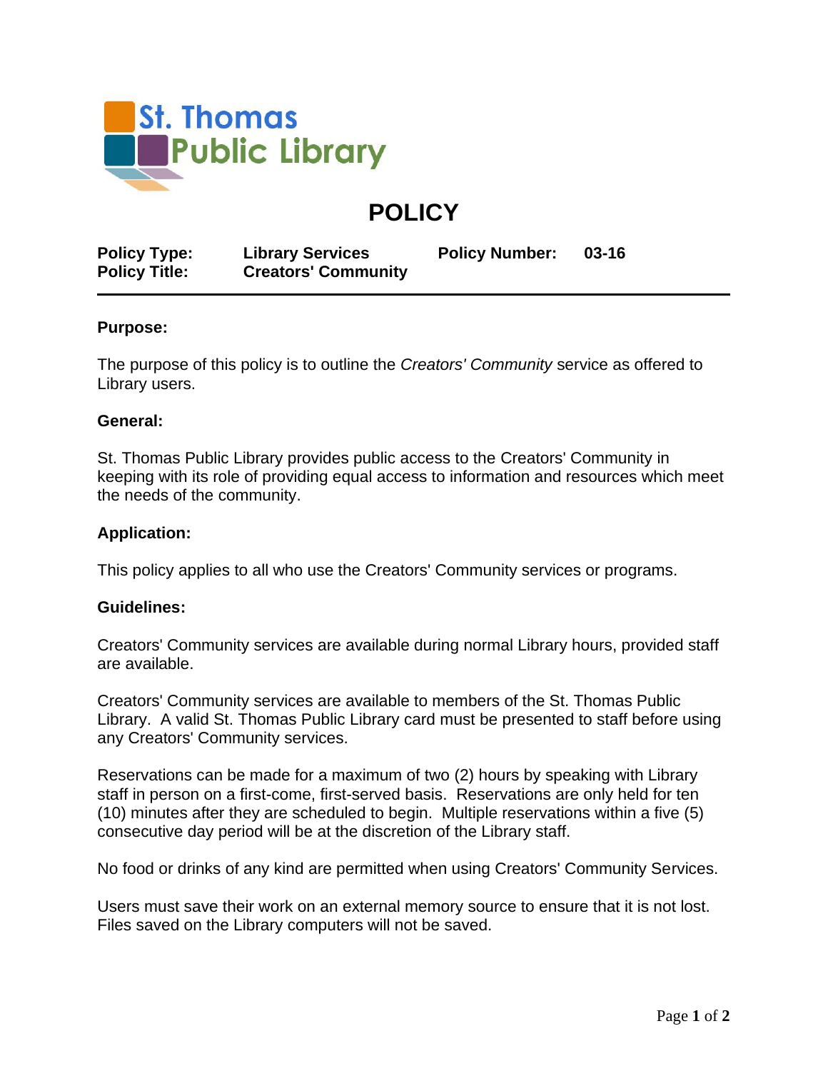St. Thomas Public Library

# POLICY

| Policy Type: | Library Services | Policy Number: | 03-16 |
| --- | --- | --- | --- |
| Policy Title: | Creators' Community | | |

## Purpose:

The purpose of this policy is to outline the *Creators' Community* service as offered to Library users.

## General:

St. Thomas Public Library provides public access to the Creators' Community in keeping with its role of providing equal access to information and resources which meet the needs of the community.

## Application:

This policy applies to all who use the Creators' Community services or programs.

## Guidelines:

Creators' Community services are available during normal Library hours, provided staff are available.

Creators' Community services are available to members of the St. Thomas Public Library. A valid St. Thomas Public Library card must be presented to staff before using any Creators' Community services.

Reservations can be made for a maximum of two (2) hours by speaking with Library staff in person on a first-come, first-served basis. Reservations are only held for ten (10) minutes after they are scheduled to begin. Multiple reservations within a five (5) consecutive day period will be at the discretion of the Library staff.

No food or drinks of any kind are permitted when using Creators' Community Services.

Users must save their work on an external memory source to ensure that it is not lost. Files saved on the Library computers will not be saved.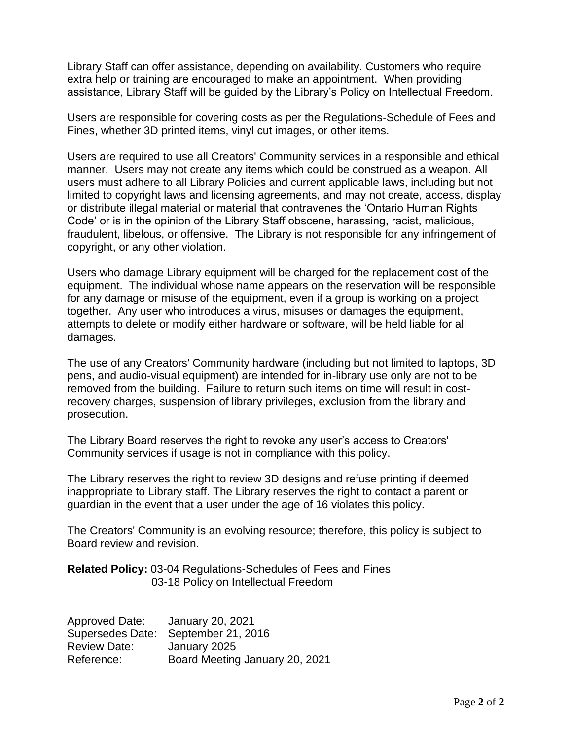Library Staff can offer assistance, depending on availability. Customers who require extra help or training are encouraged to make an appointment. When providing assistance, Library Staff will be guided by the Library's Policy on Intellectual Freedom.

Users are responsible for covering costs as per the Regulations-Schedule of Fees and Fines, whether 3D printed items, vinyl cut images, or other items.

Users are required to use all Creators' Community services in a responsible and ethical manner. Users may not create any items which could be construed as a weapon. All users must adhere to all Library Policies and current applicable laws, including but not limited to copyright laws and licensing agreements, and may not create, access, display or distribute illegal material or material that contravenes the 'Ontario Human Rights Code' or is in the opinion of the Library Staff obscene, harassing, racist, malicious, fraudulent, libelous, or offensive. The Library is not responsible for any infringement of copyright, or any other violation.

Users who damage Library equipment will be charged for the replacement cost of the equipment. The individual whose name appears on the reservation will be responsible for any damage or misuse of the equipment, even if a group is working on a project together. Any user who introduces a virus, misuses or damages the equipment, attempts to delete or modify either hardware or software, will be held liable for all damages.

The use of any Creators' Community hardware (including but not limited to laptops, 3D pens, and audio-visual equipment) are intended for in-library use only are not to be removed from the building. Failure to return such items on time will result in cost-recovery charges, suspension of library privileges, exclusion from the library and prosecution.

The Library Board reserves the right to revoke any user's access to Creators' Community services if usage is not in compliance with this policy.

The Library reserves the right to review 3D designs and refuse printing if deemed inappropriate to Library staff. The Library reserves the right to contact a parent or guardian in the event that a user under the age of 16 violates this policy.

The Creators' Community is an evolving resource; therefore, this policy is subject to Board review and revision.

**Related Policy:** 03-04 Regulations-Schedules of Fees and Fines
03-18 Policy on Intellectual Freedom

| | |
|---|---|
| Approved Date: | January 20, 2021 |
| Supersedes Date: | September 21, 2016 |
| Review Date: | January 2025 |
| Reference: | Board Meeting January 20, 2021 |